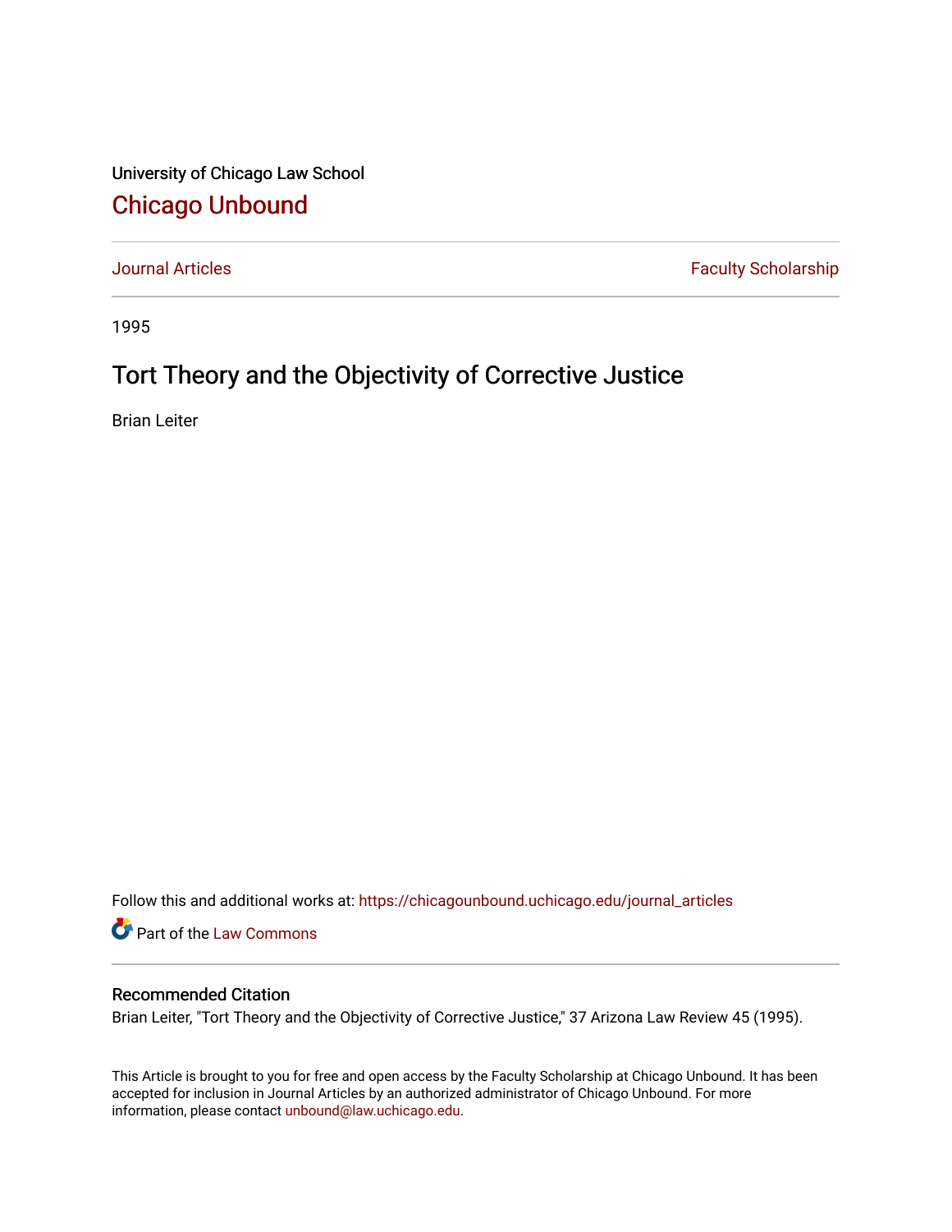University of Chicago Law School

## Chicago Unbound

Journal Articles | Faculty Scholarship

1995

# Tort Theory and the Objectivity of Corrective Justice

Brian Leiter

Follow this and additional works at: https://chicagounbound.uchicago.edu/journal_articles

Part of the Law Commons

### Recommended Citation

Brian Leiter, "Tort Theory and the Objectivity of Corrective Justice," 37 Arizona Law Review 45 (1995).

This Article is brought to you for free and open access by the Faculty Scholarship at Chicago Unbound. It has been accepted for inclusion in Journal Articles by an authorized administrator of Chicago Unbound. For more information, please contact unbound@law.uchicago.edu.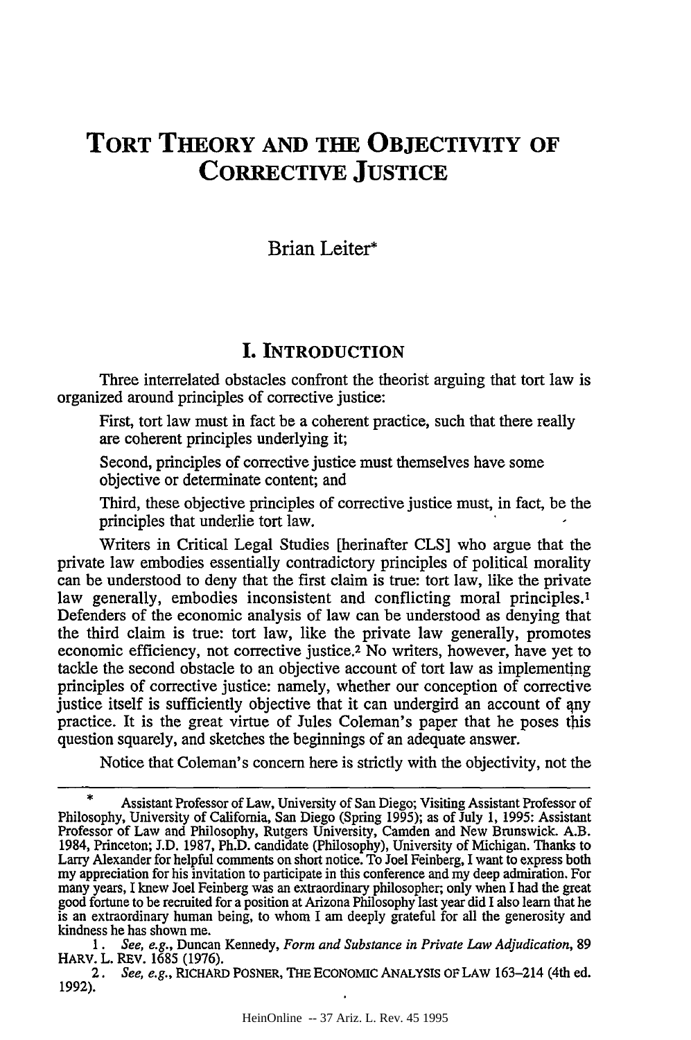# TORT THEORY AND THE OBJECTIVITY OF CORRECTIVE JUSTICE

Brian Leiter*

## I. INTRODUCTION

Three interrelated obstacles confront the theorist arguing that tort law is organized around principles of corrective justice:

> First, tort law must in fact be a coherent practice, such that there really are coherent principles underlying it;
>
> Second, principles of corrective justice must themselves have some objective or determinate content; and
>
> Third, these objective principles of corrective justice must, in fact, be the principles that underlie tort law.

Writers in Critical Legal Studies [herinafter CLS] who argue that the private law embodies essentially contradictory principles of political morality can be understood to deny that the first claim is true: tort law, like the private law generally, embodies inconsistent and conflicting moral principles.[1] Defenders of the economic analysis of law can be understood as denying that the third claim is true: tort law, like the private law generally, promotes economic efficiency, not corrective justice.[2] No writers, however, have yet to tackle the second obstacle to an objective account of tort law as implementing principles of corrective justice: namely, whether our conception of corrective justice itself is sufficiently objective that it can undergird an account of any practice. It is the great virtue of Jules Coleman's paper that he poses this question squarely, and sketches the beginnings of an adequate answer.

Notice that Coleman's concern here is strictly with the objectivity, not the

---

\* Assistant Professor of Law, University of San Diego; Visiting Assistant Professor of Philosophy, University of California, San Diego (Spring 1995); as of July 1, 1995: Assistant Professor of Law and Philosophy, Rutgers University, Camden and New Brunswick. A.B. 1984, Princeton; J.D. 1987, Ph.D. candidate (Philosophy), University of Michigan. Thanks to Larry Alexander for helpful comments on short notice. To Joel Feinberg, I want to express both my appreciation for his invitation to participate in this conference and my deep admiration. For many years, I knew Joel Feinberg was an extraordinary philosopher; only when I had the great good fortune to be recruited for a position at Arizona Philosophy last year did I also learn that he is an extraordinary human being, to whom I am deeply grateful for all the generosity and kindness he has shown me.

1. *See, e.g.*, Duncan Kennedy, *Form and Substance in Private Law Adjudication*, 89 HARV. L. REV. 1685 (1976).

2. *See, e.g.*, RICHARD POSNER, THE ECONOMIC ANALYSIS OF LAW 163–214 (4th ed. 1992).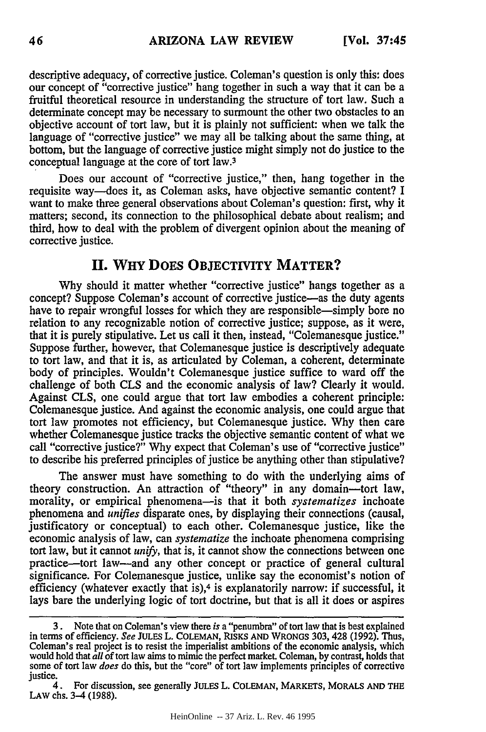descriptive adequacy, of corrective justice. Coleman's question is only this: does our concept of "corrective justice" hang together in such a way that it can be a fruitful theoretical resource in understanding the structure of tort law. Such a determinate concept may be necessary to surmount the other two obstacles to an objective account of tort law, but it is plainly not sufficient: when we talk the language of "corrective justice" we may all be talking about the same thing, at bottom, but the language of corrective justice might simply not do justice to the conceptual language at the core of tort law.[3]

Does our account of "corrective justice," then, hang together in the requisite way—does it, as Coleman asks, have objective semantic content? I want to make three general observations about Coleman's question: first, why it matters; second, its connection to the philosophical debate about realism; and third, how to deal with the problem of divergent opinion about the meaning of corrective justice.

## II. WHY DOES OBJECTIVITY MATTER?

Why should it matter whether "corrective justice" hangs together as a concept? Suppose Coleman's account of corrective justice—as the duty agents have to repair wrongful losses for which they are responsible—simply bore no relation to any recognizable notion of corrective justice; suppose, as it were, that it is purely stipulative. Let us call it then, instead, "Colemanesque justice." Suppose further, however, that Colemanesque justice is descriptively adequate to tort law, and that it is, as articulated by Coleman, a coherent, determinate body of principles. Wouldn't Colemanesque justice suffice to ward off the challenge of both CLS and the economic analysis of law? Clearly it would. Against CLS, one could argue that tort law embodies a coherent principle: Colemanesque justice. And against the economic analysis, one could argue that tort law promotes not efficiency, but Colemanesque justice. Why then care whether Colemanesque justice tracks the objective semantic content of what we call "corrective justice?" Why expect that Coleman's use of "corrective justice" to describe his preferred principles of justice be anything other than stipulative?

The answer must have something to do with the underlying aims of theory construction. An attraction of "theory" in any domain—tort law, morality, or empirical phenomena—is that it both *systematizes* inchoate phenomena and *unifies* disparate ones, by displaying their connections (causal, justificatory or conceptual) to each other. Colemanesque justice, like the economic analysis of law, can *systematize* the inchoate phenomena comprising tort law, but it cannot *unify*, that is, it cannot show the connections between one practice—tort law—and any other concept or practice of general cultural significance. For Colemanesque justice, unlike say the economist's notion of efficiency (whatever exactly that is),[4] is explanatorily narrow: if successful, it lays bare the underlying logic of tort doctrine, but that is all it does or aspires

---

3. Note that on Coleman's view there *is* a "penumbra" of tort law that is best explained in terms of efficiency. *See* JULES L. COLEMAN, RISKS AND WRONGS 303, 428 (1992). Thus, Coleman's real project is to resist the imperialist ambitions of the economic analysis, which would hold that *all* of tort law aims to mimic the perfect market. Coleman, by contrast, holds that some of tort law *does* do this, but the "core" of tort law implements principles of corrective justice.

4. For discussion, see generally JULES L. COLEMAN, MARKETS, MORALS AND THE LAW chs. 3–4 (1988).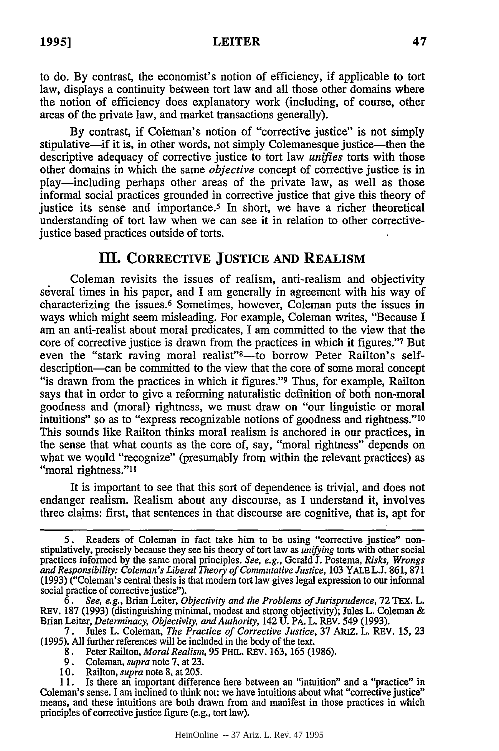to do. By contrast, the economist's notion of efficiency, if applicable to tort law, displays a continuity between tort law and all those other domains where the notion of efficiency does explanatory work (including, of course, other areas of the private law, and market transactions generally).

By contrast, if Coleman's notion of "corrective justice" is not simply stipulative—if it is, in other words, not simply Colemanesque justice—then the descriptive adequacy of corrective justice to tort law *unifies* torts with those other domains in which the same *objective* concept of corrective justice is in play—including perhaps other areas of the private law, as well as those informal social practices grounded in corrective justice that give this theory of justice its sense and importance.[5] In short, we have a richer theoretical understanding of tort law when we can see it in relation to other corrective-justice based practices outside of torts.

## III. CORRECTIVE JUSTICE AND REALISM

Coleman revisits the issues of realism, anti-realism and objectivity several times in his paper, and I am generally in agreement with his way of characterizing the issues.[6] Sometimes, however, Coleman puts the issues in ways which might seem misleading. For example, Coleman writes, "Because I am an anti-realist about moral predicates, I am committed to the view that the core of corrective justice is drawn from the practices in which it figures."[7] But even the "stark raving moral realist"[8]—to borrow Peter Railton's self-description—can be committed to the view that the core of some moral concept "is drawn from the practices in which it figures."[9] Thus, for example, Railton says that in order to give a reforming naturalistic definition of both non-moral goodness and (moral) rightness, we must draw on "our linguistic or moral intuitions" so as to "express recognizable notions of goodness and rightness."[10] This sounds like Railton thinks moral realism is anchored in our practices, in the sense that what counts as the core of, say, "moral rightness" depends on what we would "recognize" (presumably from within the relevant practices) as "moral rightness."[11]

It is important to see that this sort of dependence is trivial, and does not endanger realism. Realism about any discourse, as I understand it, involves three claims: first, that sentences in that discourse are cognitive, that is, apt for

---

5. Readers of Coleman in fact take him to be using "corrective justice" non-stipulatively, precisely because they see his theory of tort law as *unifying* torts with other social practices informed by the same moral principles. *See, e.g.*, Gerald J. Postema, *Risks, Wrongs and Responsibility: Coleman's Liberal Theory of Commutative Justice*, 103 YALE L.J. 861, 871 (1993) ("Coleman's central thesis is that modern tort law gives legal expression to our informal social practice of corrective justice").

6. *See, e.g.*, Brian Leiter, *Objectivity and the Problems of Jurisprudence*, 72 TEX. L. REV. 187 (1993) (distinguishing minimal, modest and strong objectivity); Jules L. Coleman & Brian Leiter, *Determinacy, Objectivity, and Authority*, 142 U. PA. L. REV. 549 (1993).

7. Jules L. Coleman, *The Practice of Corrective Justice*, 37 ARIZ. L. REV. 15, 23 (1995). All further references will be included in the body of the text.

8. Peter Railton, *Moral Realism*, 95 PHIL. REV. 163, 165 (1986).

9. Coleman, *supra* note 7, at 23.

10. Railton, *supra* note 8, at 205.

11. Is there an important difference here between an "intuition" and a "practice" in Coleman's sense. I am inclined to think not: we have intuitions about what "corrective justice" means, and these intuitions are both drawn from and manifest in those practices in which principles of corrective justice figure (e.g., tort law).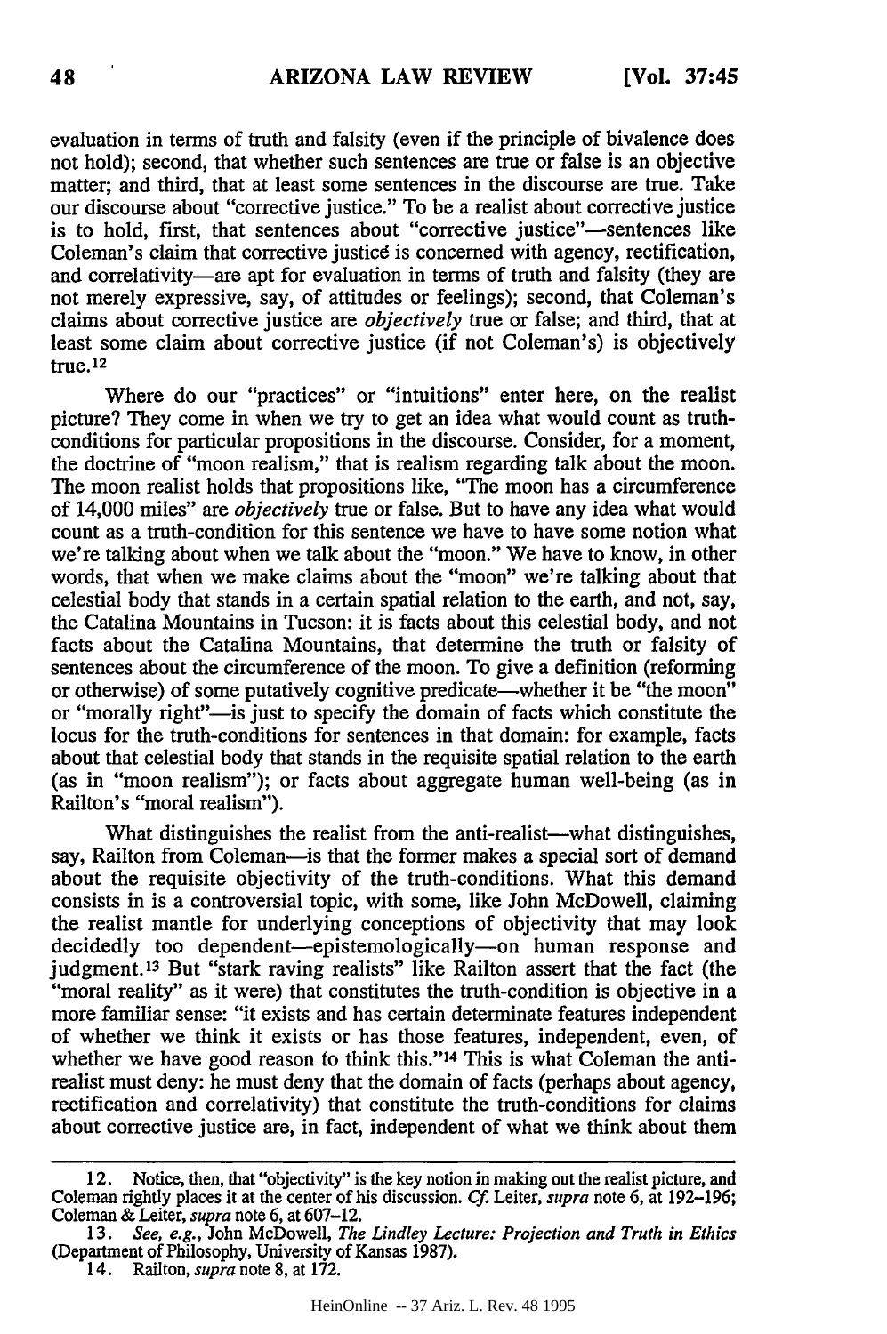evaluation in terms of truth and falsity (even if the principle of bivalence does not hold); second, that whether such sentences are true or false is an objective matter; and third, that at least some sentences in the discourse are true. Take our discourse about "corrective justice." To be a realist about corrective justice is to hold, first, that sentences about "corrective justice"—sentences like Coleman's claim that corrective justice is concerned with agency, rectification, and correlativity—are apt for evaluation in terms of truth and falsity (they are not merely expressive, say, of attitudes or feelings); second, that Coleman's claims about corrective justice are *objectively* true or false; and third, that at least some claim about corrective justice (if not Coleman's) is objectively true.[12]

Where do our "practices" or "intuitions" enter here, on the realist picture? They come in when we try to get an idea what would count as truth-conditions for particular propositions in the discourse. Consider, for a moment, the doctrine of "moon realism," that is realism regarding talk about the moon. The moon realist holds that propositions like, "The moon has a circumference of 14,000 miles" are *objectively* true or false. But to have any idea what would count as a truth-condition for this sentence we have to have some notion what we're talking about when we talk about the "moon." We have to know, in other words, that when we make claims about the "moon" we're talking about that celestial body that stands in a certain spatial relation to the earth, and not, say, the Catalina Mountains in Tucson: it is facts about this celestial body, and not facts about the Catalina Mountains, that determine the truth or falsity of sentences about the circumference of the moon. To give a definition (reforming or otherwise) of some putatively cognitive predicate—whether it be "the moon" or "morally right"—is just to specify the domain of facts which constitute the locus for the truth-conditions for sentences in that domain: for example, facts about that celestial body that stands in the requisite spatial relation to the earth (as in "moon realism"); or facts about aggregate human well-being (as in Railton's "moral realism").

What distinguishes the realist from the anti-realist—what distinguishes, say, Railton from Coleman—is that the former makes a special sort of demand about the requisite objectivity of the truth-conditions. What this demand consists in is a controversial topic, with some, like John McDowell, claiming the realist mantle for underlying conceptions of objectivity that may look decidedly too dependent—epistemologically—on human response and judgment.[13] But "stark raving realists" like Railton assert that the fact (the "moral reality" as it were) that constitutes the truth-condition is objective in a more familiar sense: "it exists and has certain determinate features independent of whether we think it exists or has those features, independent, even, of whether we have good reason to think this."[14] This is what Coleman the anti-realist must deny: he must deny that the domain of facts (perhaps about agency, rectification and correlativity) that constitute the truth-conditions for claims about corrective justice are, in fact, independent of what we think about them

---

12. Notice, then, that "objectivity" is the key notion in making out the realist picture, and Coleman rightly places it at the center of his discussion. *Cf.* Leiter, *supra* note 6, at 192–196; Coleman & Leiter, *supra* note 6, at 607–12.

13. *See, e.g.*, John McDowell, *The Lindley Lecture: Projection and Truth in Ethics* (Department of Philosophy, University of Kansas 1987).

14. Railton, *supra* note 8, at 172.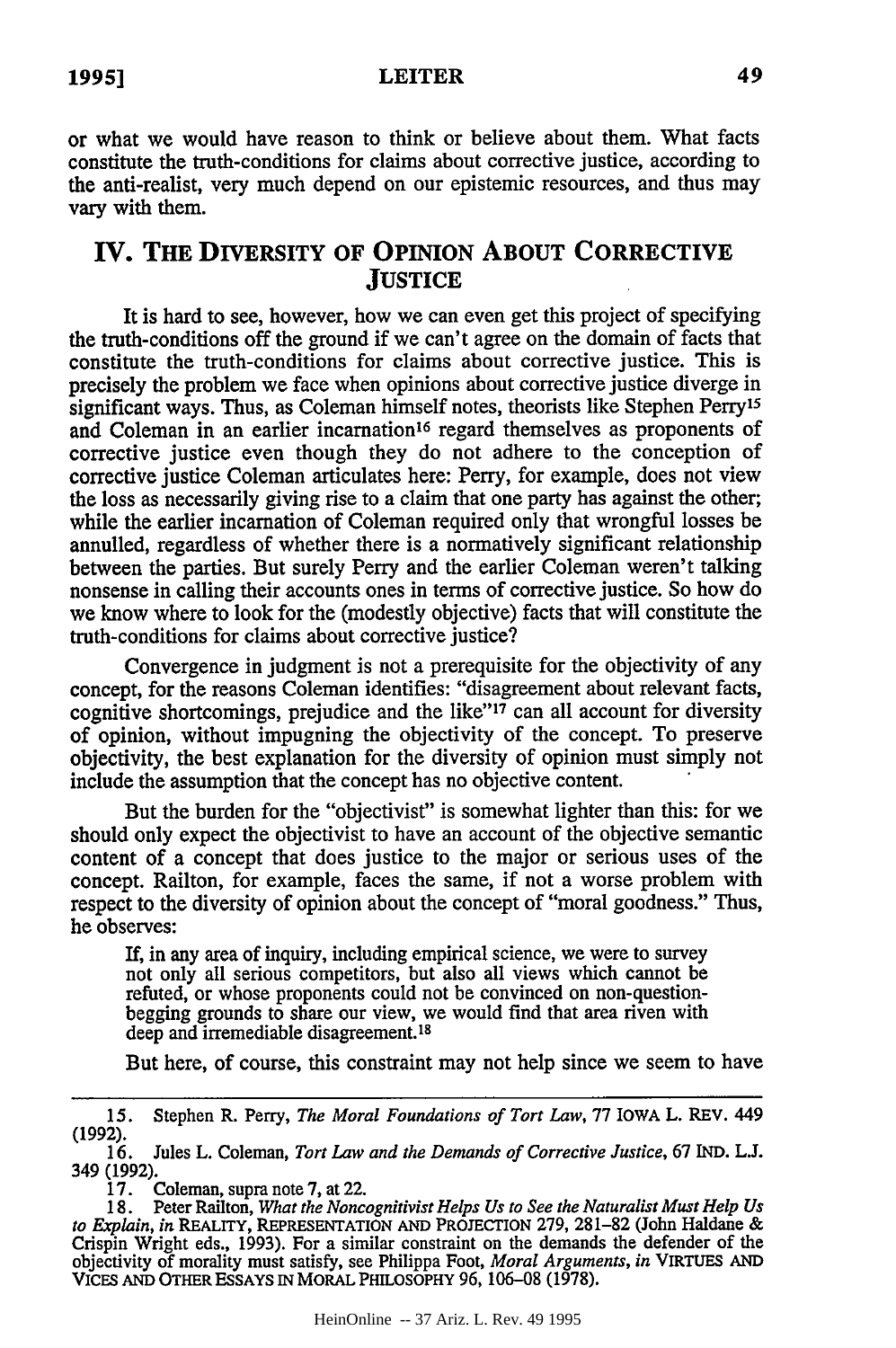or what we would have reason to think or believe about them. What facts constitute the truth-conditions for claims about corrective justice, according to the anti-realist, very much depend on our epistemic resources, and thus may vary with them.

## IV. THE DIVERSITY OF OPINION ABOUT CORRECTIVE JUSTICE

It is hard to see, however, how we can even get this project of specifying the truth-conditions off the ground if we can't agree on the domain of facts that constitute the truth-conditions for claims about corrective justice. This is precisely the problem we face when opinions about corrective justice diverge in significant ways. Thus, as Coleman himself notes, theorists like Stephen Perry[15] and Coleman in an earlier incarnation[16] regard themselves as proponents of corrective justice even though they do not adhere to the conception of corrective justice Coleman articulates here: Perry, for example, does not view the loss as necessarily giving rise to a claim that one party has against the other; while the earlier incarnation of Coleman required only that wrongful losses be annulled, regardless of whether there is a normatively significant relationship between the parties. But surely Perry and the earlier Coleman weren't talking nonsense in calling their accounts ones in terms of corrective justice. So how do we know where to look for the (modestly objective) facts that will constitute the truth-conditions for claims about corrective justice?

Convergence in judgment is not a prerequisite for the objectivity of any concept, for the reasons Coleman identifies: "disagreement about relevant facts, cognitive shortcomings, prejudice and the like"[17] can all account for diversity of opinion, without impugning the objectivity of the concept. To preserve objectivity, the best explanation for the diversity of opinion must simply not include the assumption that the concept has no objective content.

But the burden for the "objectivist" is somewhat lighter than this: for we should only expect the objectivist to have an account of the objective semantic content of a concept that does justice to the major or serious uses of the concept. Railton, for example, faces the same, if not a worse problem with respect to the diversity of opinion about the concept of "moral goodness." Thus, he observes:

> If, in any area of inquiry, including empirical science, we were to survey not only all serious competitors, but also all views which cannot be refuted, or whose proponents could not be convinced on non-question-begging grounds to share our view, we would find that area riven with deep and irremediable disagreement.[18]

But here, of course, this constraint may not help since we seem to have

---

15. Stephen R. Perry, *The Moral Foundations of Tort Law*, 77 IOWA L. REV. 449 (1992).

16. Jules L. Coleman, *Tort Law and the Demands of Corrective Justice*, 67 IND. L.J. 349 (1992).

17. Coleman, supra note 7, at 22.

18. Peter Railton, *What the Noncognitivist Helps Us to See the Naturalist Must Help Us to Explain*, *in* REALITY, REPRESENTATION AND PROJECTION 279, 281–82 (John Haldane & Crispin Wright eds., 1993). For a similar constraint on the demands the defender of the objectivity of morality must satisfy, see Philippa Foot, *Moral Arguments*, *in* VIRTUES AND VICES AND OTHER ESSAYS IN MORAL PHILOSOPHY 96, 106–08 (1978).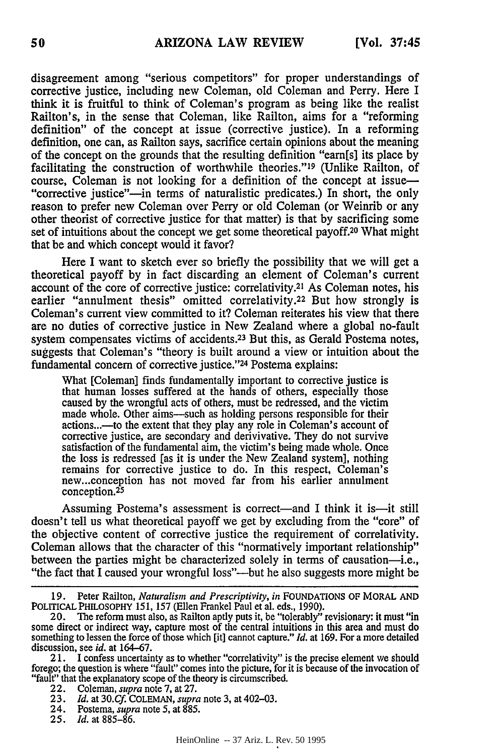disagreement among "serious competitors" for proper understandings of corrective justice, including new Coleman, old Coleman and Perry. Here I think it is fruitful to think of Coleman's program as being like the realist Railton's, in the sense that Coleman, like Railton, aims for a "reforming definition" of the concept at issue (corrective justice). In a reforming definition, one can, as Railton says, sacrifice certain opinions about the meaning of the concept on the grounds that the resulting definition "earn[s] its place by facilitating the construction of worthwhile theories."[19] (Unlike Railton, of course, Coleman is not looking for a definition of the concept at issue—"corrective justice"—in terms of naturalistic predicates.) In short, the only reason to prefer new Coleman over Perry or old Coleman (or Weinrib or any other theorist of corrective justice for that matter) is that by sacrificing some set of intuitions about the concept we get some theoretical payoff.[20] What might that be and which concept would it favor?

Here I want to sketch ever so briefly the possibility that we will get a theoretical payoff by in fact discarding an element of Coleman's current account of the core of corrective justice: correlativity.[21] As Coleman notes, his earlier "annulment thesis" omitted correlativity.[22] But how strongly is Coleman's current view committed to it? Coleman reiterates his view that there are no duties of corrective justice in New Zealand where a global no-fault system compensates victims of accidents.[23] But this, as Gerald Postema notes, suggests that Coleman's "theory is built around a view or intuition about the fundamental concern of corrective justice."[24] Postema explains:

> What [Coleman] finds fundamentally important to corrective justice is that human losses suffered at the hands of others, especially those caused by the wrongful acts of others, must be redressed, and the victim made whole. Other aims—such as holding persons responsible for their actions...—to the extent that they play any role in Coleman's account of corrective justice, are secondary and derivivative. They do not survive satisfaction of the fundamental aim, the victim's being made whole. Once the loss is redressed [as it is under the New Zealand system], nothing remains for corrective justice to do. In this respect, Coleman's new...conception has not moved far from his earlier annulment conception.[25]

Assuming Postema's assessment is correct—and I think it is—it still doesn't tell us what theoretical payoff we get by excluding from the "core" of the objective content of corrective justice the requirement of correlativity. Coleman allows that the character of this "normatively important relationship" between the parties might be characterized solely in terms of causation—i.e., "the fact that I caused your wrongful loss"—but he also suggests more might be

---

19. Peter Railton, *Naturalism and Prescriptivity*, *in* FOUNDATIONS OF MORAL AND POLITICAL PHILOSOPHY 151, 157 (Ellen Frankel Paul et al. eds., 1990).

20. The reform must also, as Railton aptly puts it, be "tolerably" revisionary: it must "in some direct or indirect way, capture most of the central intuitions in this area and must do something to lessen the force of those which [it] cannot capture." *Id.* at 169. For a more detailed discussion, see *id.* at 164–67.

21. I confess uncertainty as to whether "correlativity" is the precise element we should forego; the question is where "fault" comes into the picture, for it is because of the invocation of "fault" that the explanatory scope of the theory is circumscribed.

22. Coleman, *supra* note 7, at 27.

23. *Id.* at 30. *Cf.* COLEMAN, *supra* note 3, at 402–03.

24. Postema, *supra* note 5, at 885.

25. *Id.* at 885–86.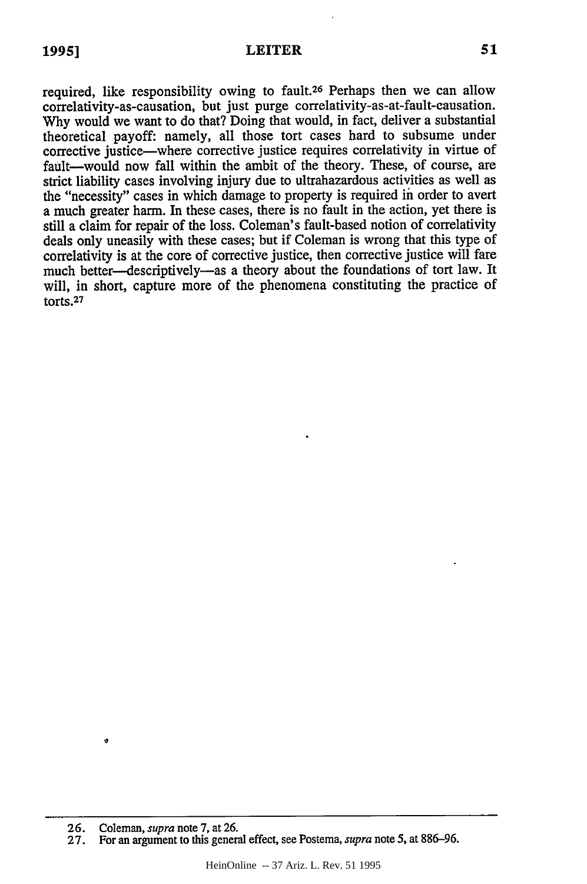required, like responsibility owing to fault.[26] Perhaps then we can allow correlativity-as-causation, but just purge correlativity-as-at-fault-causation. Why would we want to do that? Doing that would, in fact, deliver a substantial theoretical payoff: namely, all those tort cases hard to subsume under corrective justice—where corrective justice requires correlativity in virtue of fault—would now fall within the ambit of the theory. These, of course, are strict liability cases involving injury due to ultrahazardous activities as well as the "necessity" cases in which damage to property is required in order to avert a much greater harm. In these cases, there is no fault in the action, yet there is still a claim for repair of the loss. Coleman's fault-based notion of correlativity deals only uneasily with these cases; but if Coleman is wrong that this type of correlativity is at the core of corrective justice, then corrective justice will fare much better—descriptively—as a theory about the foundations of tort law. It will, in short, capture more of the phenomena constituting the practice of torts.[27]

---

26. Coleman, *supra* note 7, at 26.

27. For an argument to this general effect, see Postema, *supra* note 5, at 886–96.